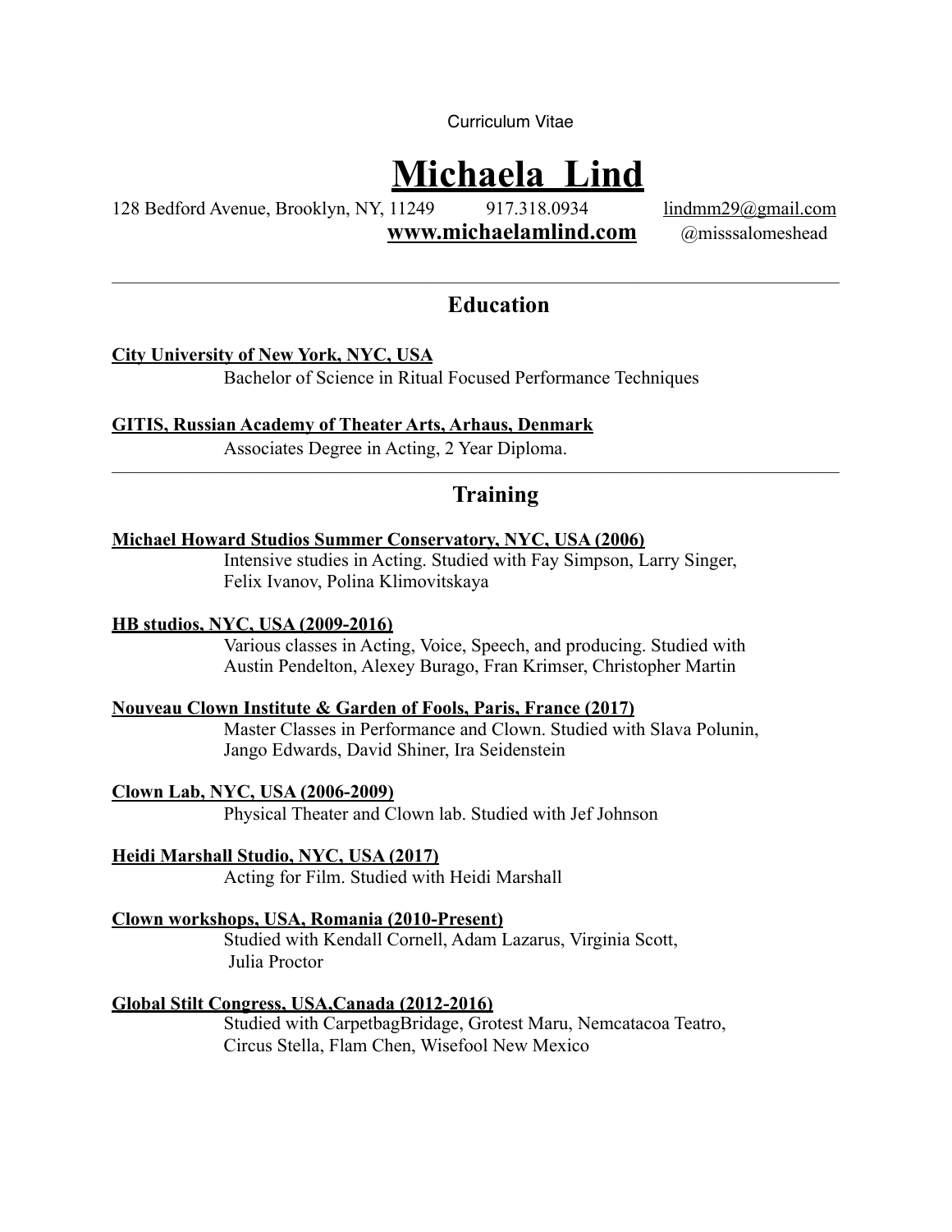Curriculum Vitae

# Michaela Lind

128 Bedford Avenue, Brooklyn, NY, 11249 917.318.0934 lindmm29@gmail.com
**www.michaelamlind.com** @misssalomeshead

---

## Education

**City University of New York, NYC, USA**
Bachelor of Science in Ritual Focused Performance Techniques

**GITIS, Russian Academy of Theater Arts, Arhaus, Denmark**
Associates Degree in Acting, 2 Year Diploma.

---

## Training

**Michael Howard Studios Summer Conservatory, NYC, USA (2006)**
Intensive studies in Acting. Studied with Fay Simpson, Larry Singer, Felix Ivanov, Polina Klimovitskaya

**HB studios, NYC, USA (2009-2016)**
Various classes in Acting, Voice, Speech, and producing. Studied with Austin Pendelton, Alexey Burago, Fran Krimser, Christopher Martin

**Nouveau Clown Institute & Garden of Fools, Paris, France (2017)**
Master Classes in Performance and Clown. Studied with Slava Polunin, Jango Edwards, David Shiner, Ira Seidenstein

**Clown Lab, NYC, USA (2006-2009)**
Physical Theater and Clown lab. Studied with Jef Johnson

**Heidi Marshall Studio, NYC, USA (2017)**
Acting for Film. Studied with Heidi Marshall

**Clown workshops, USA, Romania (2010-Present)**
Studied with Kendall Cornell, Adam Lazarus, Virginia Scott, Julia Proctor

**Global Stilt Congress, USA,Canada (2012-2016)**
Studied with CarpetbagBridage, Grotest Maru, Nemcatacoa Teatro, Circus Stella, Flam Chen, Wisefool New Mexico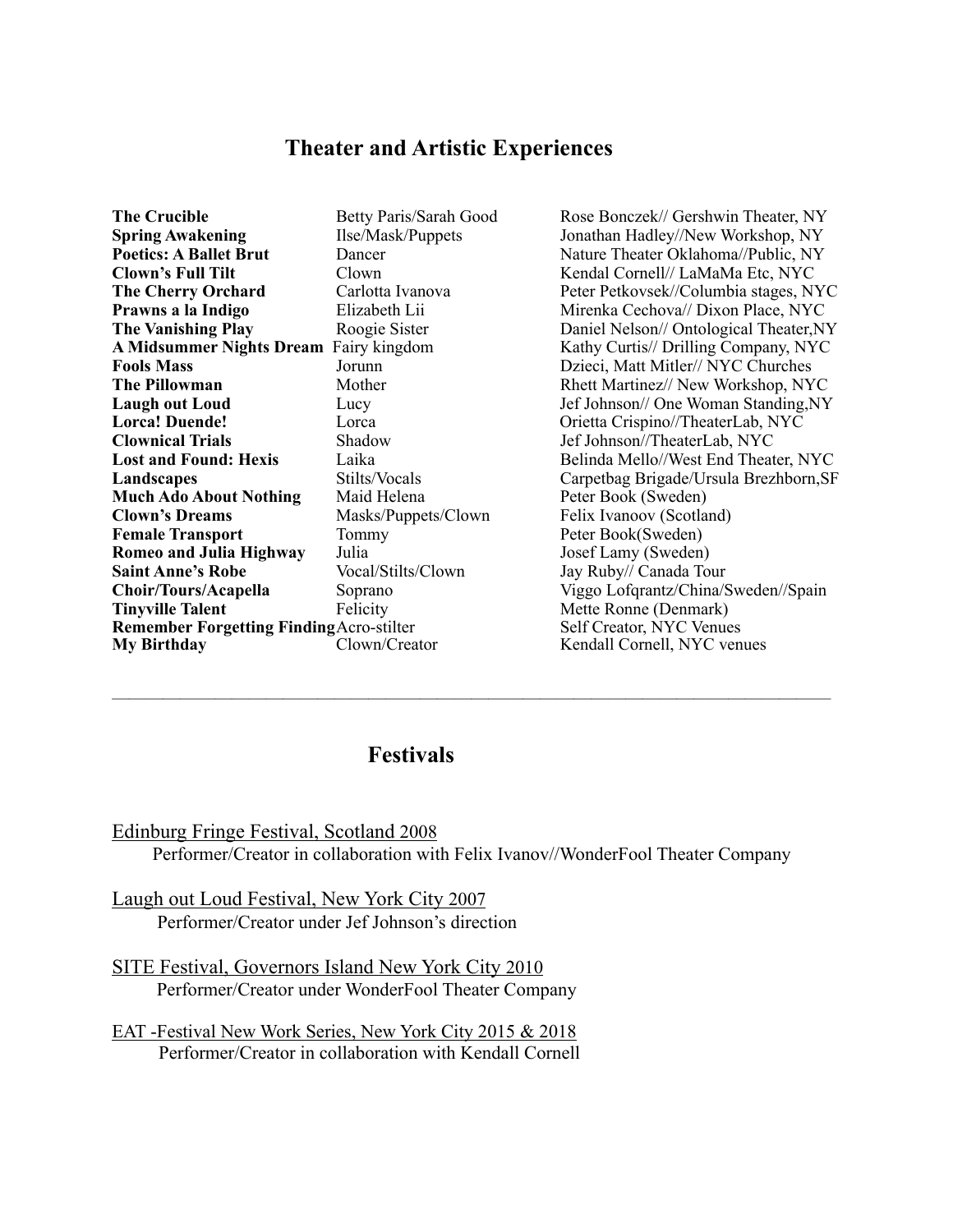## Theater and Artistic Experiences

| | | |
|---|---|---|
| **The Crucible** | Betty Paris/Sarah Good | Rose Bonczek// Gershwin Theater, NY |
| **Spring Awakening** | Ilse/Mask/Puppets | Jonathan Hadley//New Workshop, NY |
| **Poetics: A Ballet Brut** | Dancer | Nature Theater Oklahoma//Public, NY |
| **Clown's Full Tilt** | Clown | Kendal Cornell// LaMaMa Etc, NYC |
| **The Cherry Orchard** | Carlotta Ivanova | Peter Petkovsek//Columbia stages, NYC |
| **Prawns a la Indigo** | Elizabeth Lii | Mirenka Cechova// Dixon Place, NYC |
| **The Vanishing Play** | Roogie Sister | Daniel Nelson// Ontological Theater,NY |
| **A Midsummer Nights Dream** | Fairy kingdom | Kathy Curtis// Drilling Company, NYC |
| **Fools Mass** | Jorunn | Dzieci, Matt Mitler// NYC Churches |
| **The Pillowman** | Mother | Rhett Martinez// New Workshop, NYC |
| **Laugh out Loud** | Lucy | Jef Johnson// One Woman Standing,NY |
| **Lorca! Duende!** | Lorca | Orietta Crispino//TheaterLab, NYC |
| **Clownical Trials** | Shadow | Jef Johnson//TheaterLab, NYC |
| **Lost and Found: Hexis** | Laika | Belinda Mello//West End Theater, NYC |
| **Landscapes** | Stilts/Vocals | Carpetbag Brigade/Ursula Brezhborn,SF |
| **Much Ado About Nothing** | Maid Helena | Peter Book (Sweden) |
| **Clown's Dreams** | Masks/Puppets/Clown | Felix Ivanoov (Scotland) |
| **Female Transport** | Tommy | Peter Book(Sweden) |
| **Romeo and Julia Highway** | Julia | Josef Lamy (Sweden) |
| **Saint Anne's Robe** | Vocal/Stilts/Clown | Jay Ruby// Canada Tour |
| **Choir/Tours/Acapella** | Soprano | Viggo Lofqrantz/China/Sweden//Spain |
| **Tinyville Talent** | Felicity | Mette Ronne (Denmark) |
| **Remember Forgetting Finding** | Acro-stilter | Self Creator, NYC Venues |
| **My Birthday** | Clown/Creator | Kendall Cornell, NYC venues |

---

## Festivals

Edinburg Fringe Festival, Scotland 2008
Performer/Creator in collaboration with Felix Ivanov//WonderFool Theater Company

Laugh out Loud Festival, New York City 2007
Performer/Creator under Jef Johnson's direction

SITE Festival, Governors Island New York City 2010
Performer/Creator under WonderFool Theater Company

EAT -Festival New Work Series, New York City 2015 & 2018
Performer/Creator in collaboration with Kendall Cornell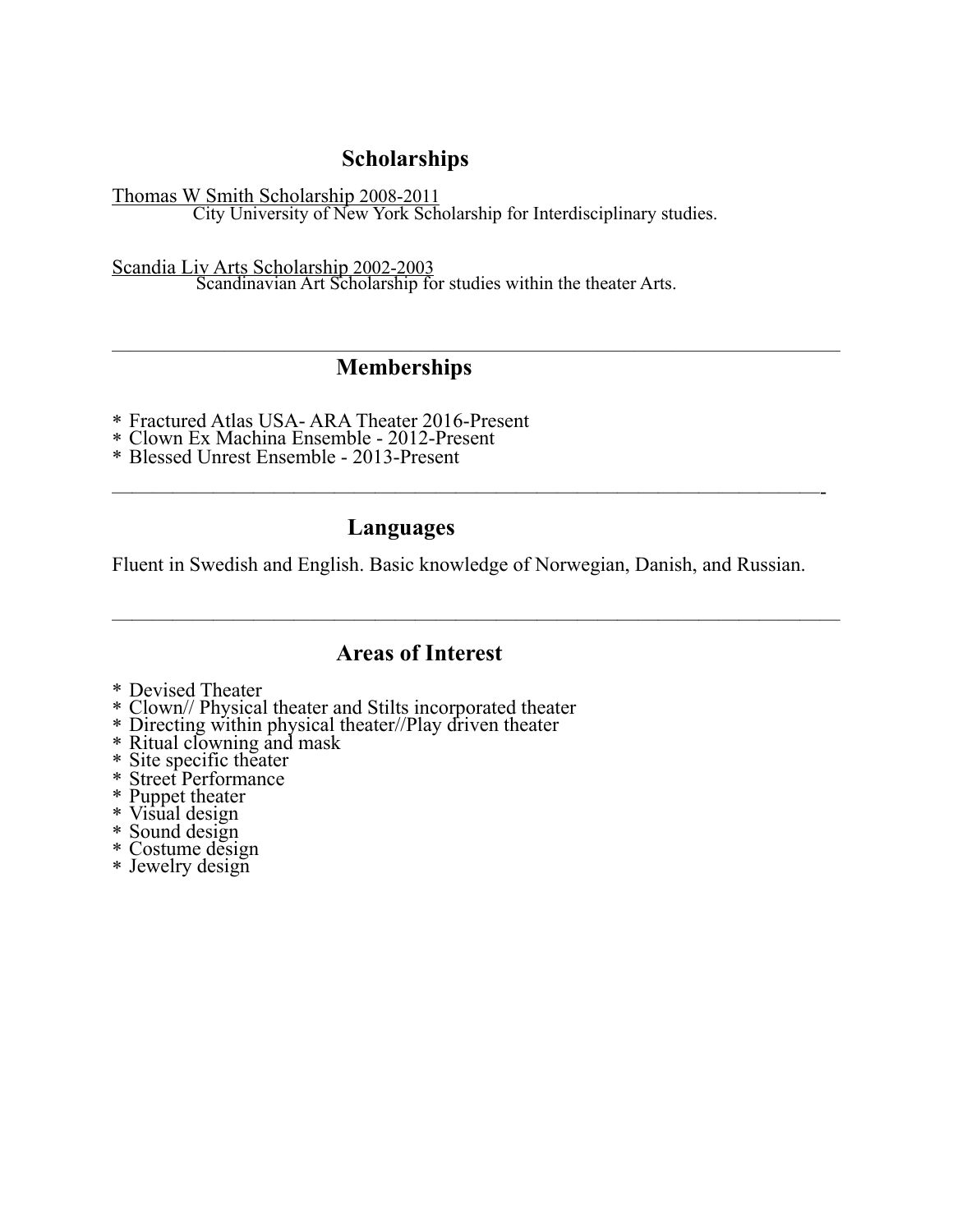## Scholarships

Thomas W Smith Scholarship 2008-2011

City University of New York Scholarship for Interdisciplinary studies.

Scandia Liv Arts Scholarship 2002-2003

Scandinavian Art Scholarship for studies within the theater Arts.

---

## Memberships

* Fractured Atlas USA- ARA Theater 2016-Present
* Clown Ex Machina Ensemble - 2012-Present
* Blessed Unrest Ensemble - 2013-Present

---

## Languages

Fluent in Swedish and English. Basic knowledge of Norwegian, Danish, and Russian.

---

## Areas of Interest

* Devised Theater
* Clown// Physical theater and Stilts incorporated theater
* Directing within physical theater//Play driven theater
* Ritual clowning and mask
* Site specific theater
* Street Performance
* Puppet theater
* Visual design
* Sound design
* Costume design
* Jewelry design